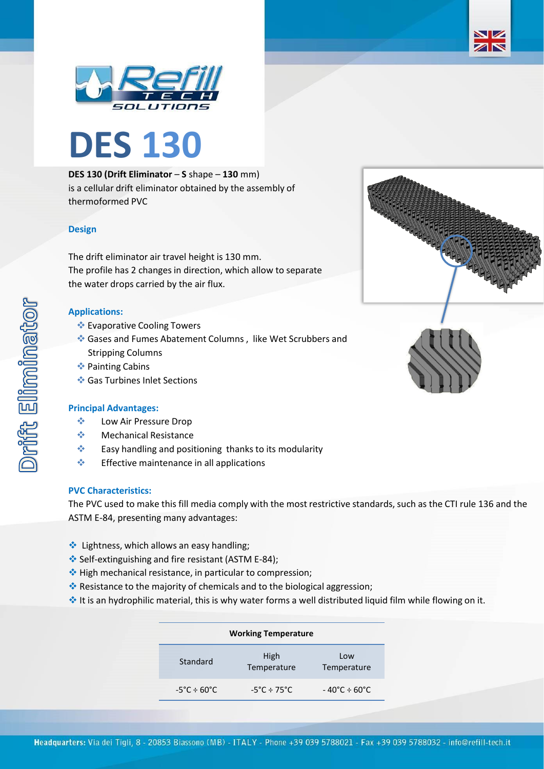# DES 130

**DES 130 (Drift Eliminator** – **S** shape – **130** mm)
is a cellular drift eliminator obtained by the assembly of thermoformed PVC

### Design

The drift eliminator air travel height is 130 mm.
The profile has 2 changes in direction, which allow to separate the water drops carried by the air flux.

### Applications:

- Evaporative Cooling Towers
- Gases and Fumes Abatement Columns , like Wet Scrubbers and Stripping Columns
- Painting Cabins
- Gas Turbines Inlet Sections

### Principal Advantages:

- Low Air Pressure Drop
- Mechanical Resistance
- Easy handling and positioning thanks to its modularity
- Effective maintenance in all applications

### PVC Characteristics:

The PVC used to make this fill media comply with the most restrictive standards, such as the CTI rule 136 and the ASTM E-84, presenting many advantages:

- Lightness, which allows an easy handling;
- Self-extinguishing and fire resistant (ASTM E-84);
- High mechanical resistance, in particular to compression;
- Resistance to the majority of chemicals and to the biological aggression;
- It is an hydrophilic material, this is why water forms a well distributed liquid film while flowing on it.

| Working Temperature | | |
|---|---|---|
| Standard | High Temperature | Low Temperature |
| -5°C ÷ 60°C | -5°C ÷ 75°C | - 40°C ÷ 60°C |

Drift Eliminator

**Headquarters:** Via dei Tigli, 8 - 20853 Biassono (MB) - ITALY - Phone +39 039 5788021 - Fax +39 039 5788032 - info@refill-tech.it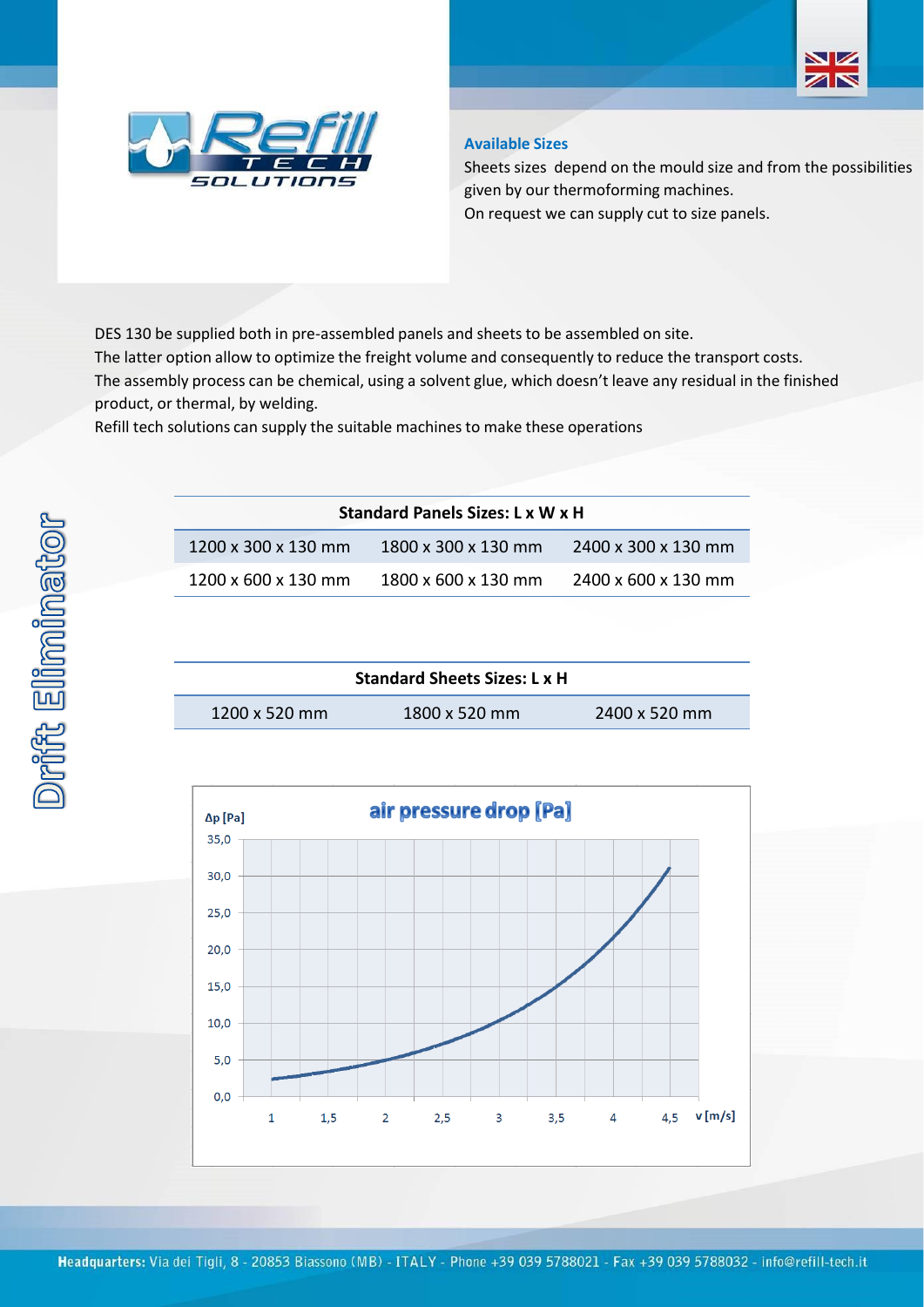## Available Sizes

Sheets sizes depend on the mould size and from the possibilities given by our thermoforming machines.
On request we can supply cut to size panels.

DES 130 be supplied both in pre-assembled panels and sheets to be assembled on site.
The latter option allow to optimize the freight volume and consequently to reduce the transport costs.
The assembly process can be chemical, using a solvent glue, which doesn't leave any residual in the finished product, or thermal, by welding.
Refill tech solutions can supply the suitable machines to make these operations

| Standard Panels Sizes: L x W x H | | |
|---|---|---|
| 1200 x 300 x 130 mm | 1800 x 300 x 130 mm | 2400 x 300 x 130 mm |
| 1200 x 600 x 130 mm | 1800 x 600 x 130 mm | 2400 x 600 x 130 mm |

| Standard Sheets Sizes: L x H | | |
|---|---|---|
| 1200 x 520 mm | 1800 x 520 mm | 2400 x 520 mm |

air pressure drop [Pa]

Δp [Pa]

35,0
30,0
25,0
20,0
15,0
10,0
5,0
0,0

1
1,5
2
2,5
3
3,5
4
4,5

v [m/s]

Drift Eliminator